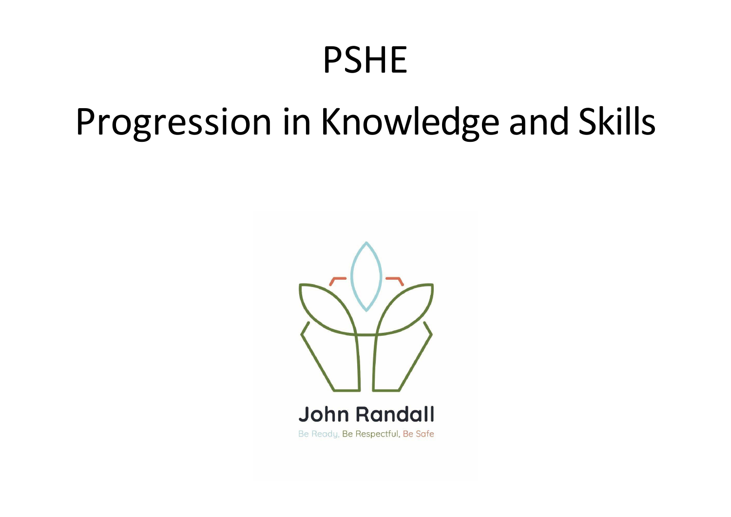# PSHE

# Progression in Knowledge and Skills

John Randall

Be Ready, Be Respectful, Be Safe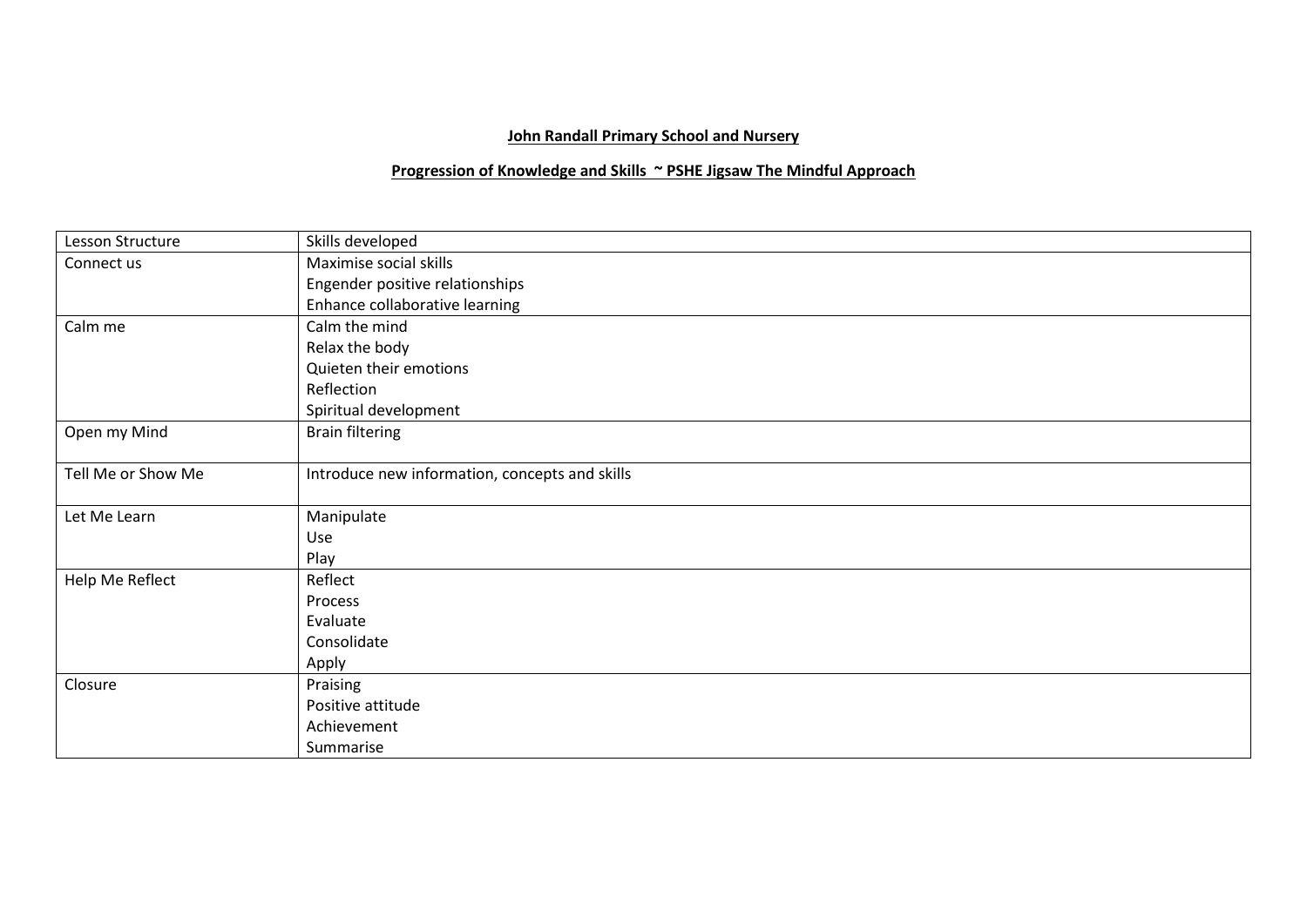**John Randall Primary School and Nursery**

**Progression of Knowledge and Skills ~ PSHE Jigsaw The Mindful Approach**

| Lesson Structure | Skills developed |
|---|---|
| Connect us | Maximise social skills<br>Engender positive relationships<br>Enhance collaborative learning |
| Calm me | Calm the mind<br>Relax the body<br>Quieten their emotions<br>Reflection<br>Spiritual development |
| Open my Mind | Brain filtering |
| Tell Me or Show Me | Introduce new information, concepts and skills |
| Let Me Learn | Manipulate<br>Use<br>Play |
| Help Me Reflect | Reflect<br>Process<br>Evaluate<br>Consolidate<br>Apply |
| Closure | Praising<br>Positive attitude<br>Achievement<br>Summarise |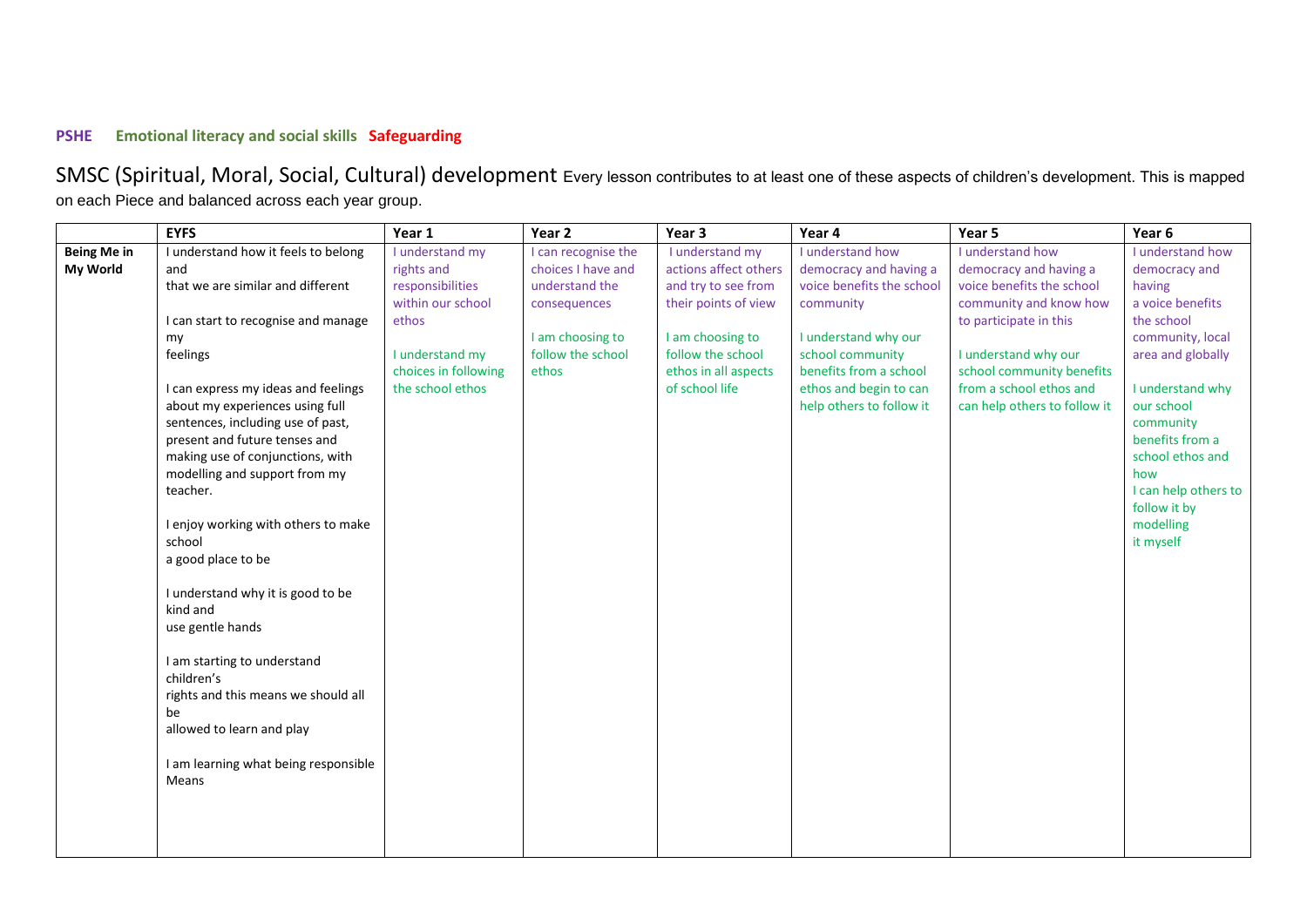**PSHE** **Emotional literacy and social skills** **Safeguarding**

SMSC (Spiritual, Moral, Social, Cultural) development Every lesson contributes to at least one of these aspects of children's development. This is mapped on each Piece and balanced across each year group.

| | EYFS | Year 1 | Year 2 | Year 3 | Year 4 | Year 5 | Year 6 |
|---|---|---|---|---|---|---|---|
| **Being Me in My World** | I understand how it feels to belong and that we are similar and different<br><br>I can start to recognise and manage my feelings<br><br>I can express my ideas and feelings about my experiences using full sentences, including use of past, present and future tenses and making use of conjunctions, with modelling and support from my teacher.<br><br>I enjoy working with others to make school a good place to be<br><br>I understand why it is good to be kind and use gentle hands<br><br>I am starting to understand children's rights and this means we should all be allowed to learn and play<br><br>I am learning what being responsible Means | I understand my rights and responsibilities within our school ethos<br><br>I understand my choices in following the school ethos | I can recognise the choices I have and understand the consequences<br><br>I am choosing to follow the school ethos | I understand my actions affect others and try to see from their points of view<br><br>I am choosing to follow the school ethos in all aspects of school life | I understand how democracy and having a voice benefits the school community<br><br>I understand why our school community benefits from a school ethos and begin to can help others to follow it | I understand how democracy and having a voice benefits the school community and know how to participate in this<br><br>I understand why our school community benefits from a school ethos and can help others to follow it | I understand how democracy and having a voice benefits the school community, local area and globally<br><br>I understand why our school community benefits from a school ethos and how I can help others to follow it by modelling it myself |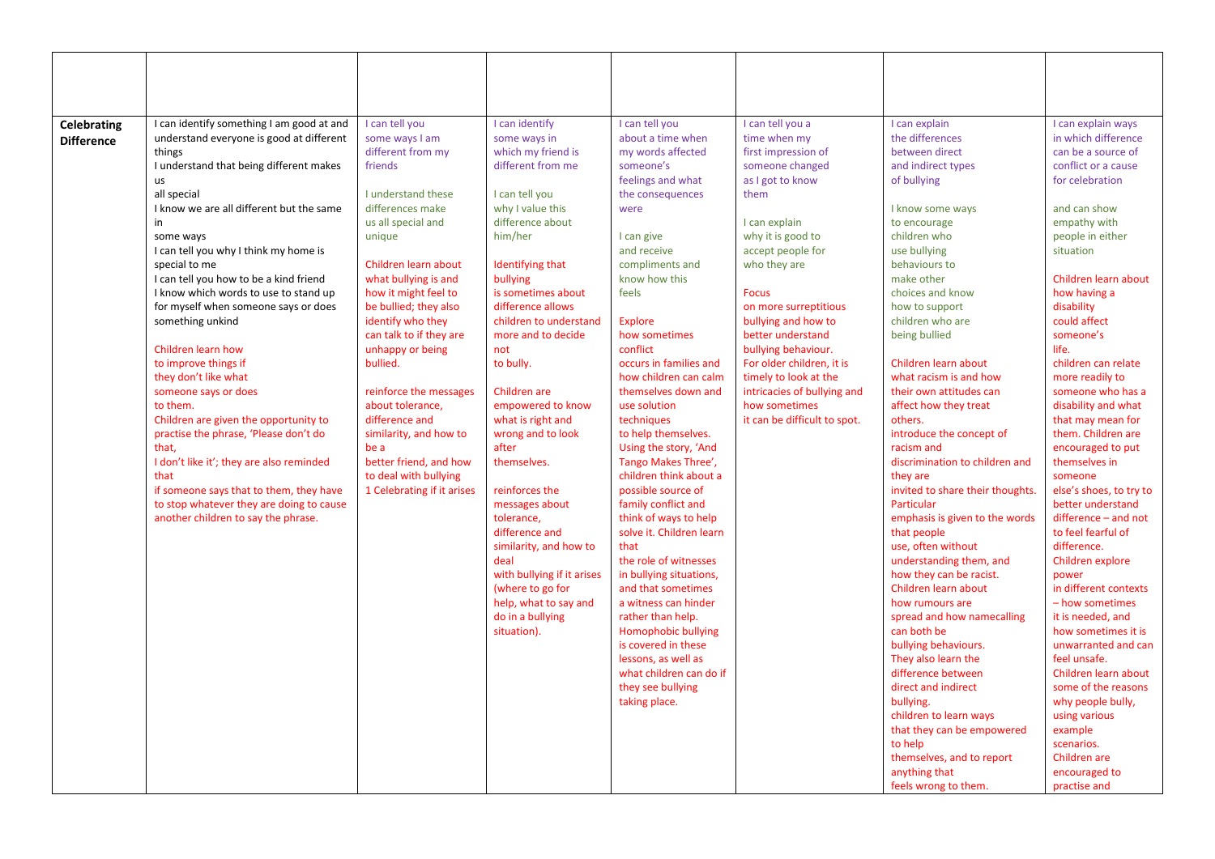| | | | | | | | |
|---|---|---|---|---|---|---|---|
| **Celebrating Difference** | I can identify something I am good at and understand everyone is good at different things<br>I understand that being different makes us<br>all special<br>I know we are all different but the same in<br>some ways<br>I can tell you why I think my home is special to me<br>I can tell you how to be a kind friend<br>I know which words to use to stand up for myself when someone says or does something unkind<br><br>Children learn how to improve things if they don't like what someone says or does to them.<br>Children are given the opportunity to practise the phrase, 'Please don't do that,<br>I don't like it'; they are also reminded that<br>if someone says that to them, they have to stop whatever they are doing to cause another children to say the phrase. | I can tell you some ways I am different from my friends<br><br>I understand these differences make us all special and unique<br><br>Children learn about what bullying is and how it might feel to be bullied; they also identify who they can talk to if they are unhappy or being bullied.<br><br>reinforce the messages about tolerance, difference and similarity, and how to be a better friend, and how to deal with bullying 1 Celebrating if it arises | I can identify some ways in which my friend is different from me<br><br>I can tell you why I value this difference about him/her<br><br>Identifying that bullying is sometimes about difference allows children to understand more and to decide not to bully.<br><br>Children are empowered to know what is right and wrong and to look after themselves.<br><br>reinforces the messages about tolerance, difference and similarity, and how to deal with bullying if it arises (where to go for help, what to say and do in a bullying situation). | I can tell you about a time when my words affected someone's feelings and what the consequences were<br><br>I can give and receive compliments and know how this feels<br><br>Explore how sometimes conflict occurs in families and how children can calm themselves down and use solution techniques to help themselves.<br>Using the story, 'And Tango Makes Three', children think about a possible source of family conflict and think of ways to help solve it. Children learn that the role of witnesses in bullying situations, and that sometimes a witness can hinder rather than help.<br>Homophobic bullying is covered in these lessons, as well as what children can do if they see bullying taking place. | I can tell you a time when my first impression of someone changed as I got to know them<br><br>I can explain why it is good to accept people for who they are<br><br>Focus on more surreptitious bullying and how to better understand bullying behaviour.<br>For older children, it is timely to look at the intricacies of bullying and how sometimes it can be difficult to spot. | I can explain the differences between direct and indirect types of bullying<br><br>I know some ways to encourage children who use bullying behaviours to make other choices and know how to support children who are being bullied<br><br>Children learn about what racism is and how their own attitudes can affect how they treat others.<br>introduce the concept of racism and discrimination to children and they are invited to share their thoughts.<br>Particular emphasis is given to the words that people use, often without understanding them, and how they can be racist.<br>Children learn about how rumours are spread and how namecalling can both be bullying behaviours.<br>They also learn the difference between direct and indirect bullying.<br>children to learn ways that they can be empowered to help themselves, and to report anything that feels wrong to them. | I can explain ways in which difference can be a source of conflict or a cause for celebration<br><br>and can show empathy with people in either situation<br><br>Children learn about how having a disability could affect someone's life.<br>children can relate more readily to someone who has a disability and what that may mean for them. Children are encouraged to put themselves in someone else's shoes, to try to better understand difference – and not to feel fearful of difference.<br>Children explore power in different contexts – how sometimes it is needed, and how sometimes it is unwarranted and can feel unsafe.<br>Children learn about some of the reasons why people bully, using various example scenarios.<br>Children are encouraged to practise and |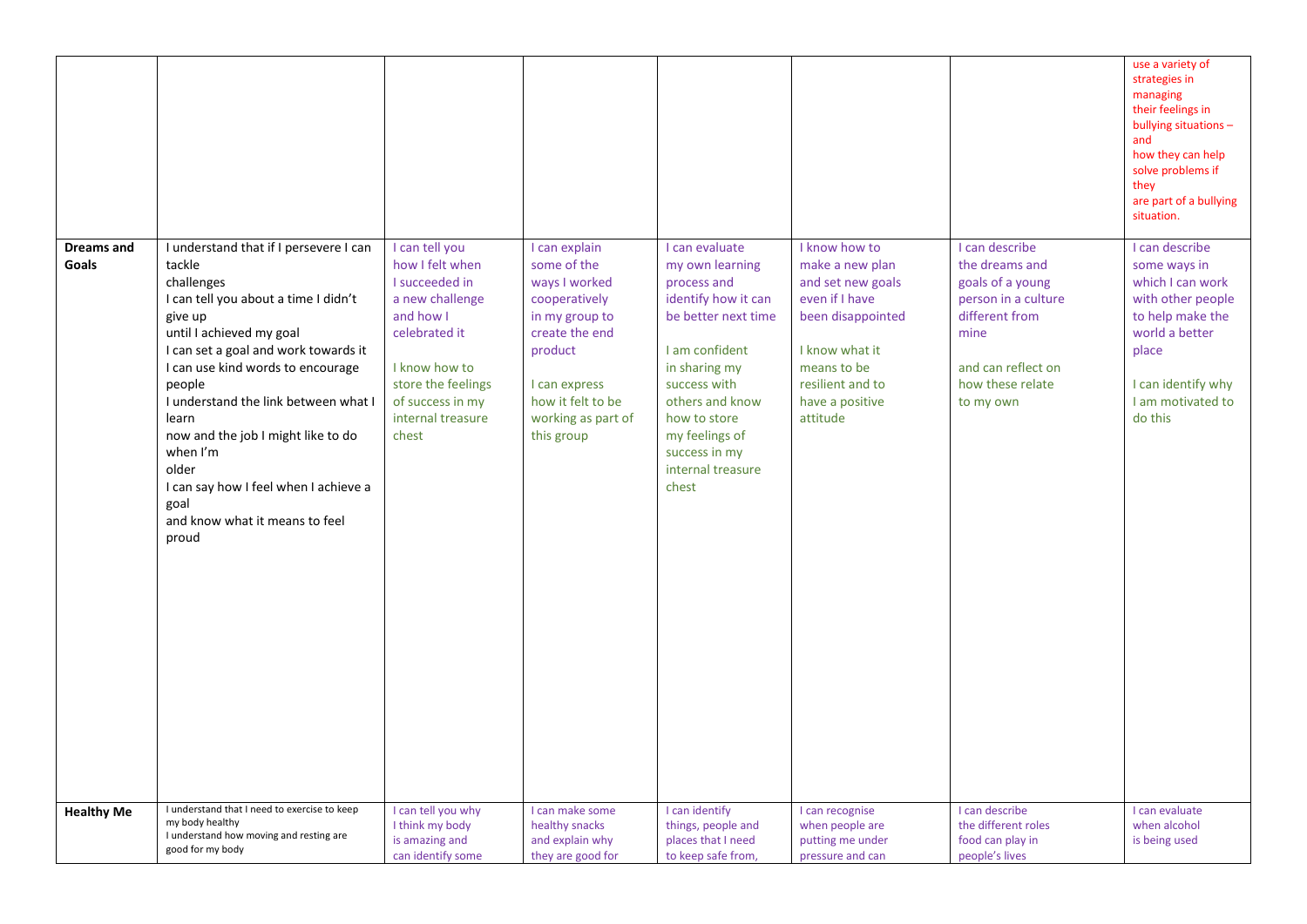| | | | | | | | |
|---|---|---|---|---|---|---|---|
| | | | | | | | use a variety of strategies in managing their feelings in bullying situations – and how they can help solve problems if they are part of a bullying situation. |
| **Dreams and Goals** | I understand that if I persevere I can tackle challenges<br>I can tell you about a time I didn't give up until I achieved my goal<br>I can set a goal and work towards it<br>I can use kind words to encourage people<br>I understand the link between what I learn now and the job I might like to do when I'm older<br>I can say how I feel when I achieve a goal and know what it means to feel proud | I can tell you how I felt when I succeeded in a new challenge and how I celebrated it<br><br>I know how to store the feelings of success in my internal treasure chest | I can explain some of the ways I worked cooperatively in my group to create the end product<br><br>I can express how it felt to be working as part of this group | I can evaluate my own learning process and identify how it can be better next time<br><br>I am confident in sharing my success with others and know how to store my feelings of success in my internal treasure chest | I know how to make a new plan and set new goals even if I have been disappointed<br><br>I know what it means to be resilient and to have a positive attitude | I can describe the dreams and goals of a young person in a culture different from mine<br><br>and can reflect on how these relate to my own | I can describe some ways in which I can work with other people to help make the world a better place<br><br>I can identify why I am motivated to do this |
| **Healthy Me** | I understand that I need to exercise to keep my body healthy<br>I understand how moving and resting are good for my body | I can tell you why I think my body is amazing and can identify some | I can make some healthy snacks and explain why they are good for | I can identify things, people and places that I need to keep safe from, | I can recognise when people are putting me under pressure and can | I can describe the different roles food can play in people's lives | I can evaluate when alcohol is being used |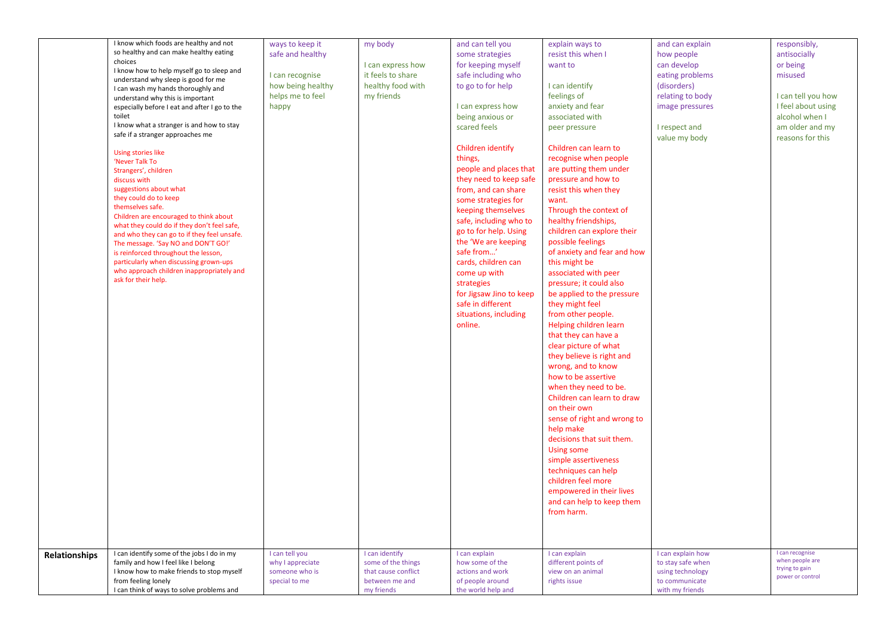| | | | | | | | |
|---|---|---|---|---|---|---|---|
| | I know which foods are healthy and not so healthy and can make healthy eating choices<br>I know how to help myself go to sleep and understand why sleep is good for me<br>I can wash my hands thoroughly and understand why this is important especially before I eat and after I go to the toilet<br>I know what a stranger is and how to stay safe if a stranger approaches me<br><br>Using stories like 'Never Talk To Strangers', children discuss with suggestions about what they could do to keep themselves safe.<br>Children are encouraged to think about what they could do if they don't feel safe, and who they can go to if they feel unsafe.<br>The message. 'Say NO and DON'T GO!' is reinforced throughout the lesson, particularly when discussing grown-ups who approach children inappropriately and ask for their help. | ways to keep it safe and healthy<br><br>I can recognise how being healthy helps me to feel happy | my body<br><br>I can express how it feels to share healthy food with my friends | and can tell you some strategies for keeping myself safe including who to go to for help<br><br>I can express how being anxious or scared feels<br><br>Children identify things, people and places that they need to keep safe from, and can share some strategies for keeping themselves safe, including who to go to for help. Using the 'We are keeping safe from…' cards, children can come up with strategies for Jigsaw Jino to keep safe in different situations, including online. | explain ways to resist this when I want to<br><br>I can identify feelings of anxiety and fear associated with peer pressure<br><br>Children can learn to recognise when people are putting them under pressure and how to resist this when they want.<br>Through the context of healthy friendships, children can explore their possible feelings of anxiety and fear and how this might be associated with peer pressure; it could also be applied to the pressure they might feel from other people.<br>Helping children learn that they can have a clear picture of what they believe is right and wrong, and to know how to be assertive when they need to be.<br>Children can learn to draw on their own sense of right and wrong to help make decisions that suit them.<br>Using some simple assertiveness techniques can help children feel more empowered in their lives and can help to keep them from harm. | and can explain how people can develop eating problems (disorders) relating to body image pressures<br><br>I respect and value my body | responsibly, antisocially or being misused<br><br>I can tell you how I feel about using alcohol when I am older and my reasons for this |
| **Relationships** | I can identify some of the jobs I do in my family and how I feel like I belong<br>I know how to make friends to stop myself from feeling lonely<br>I can think of ways to solve problems and | I can tell you why I appreciate someone who is special to me | I can identify some of the things that cause conflict between me and my friends | I can explain how some of the actions and work of people around the world help and | I can explain different points of view on an animal rights issue | I can explain how to stay safe when using technology to communicate with my friends | I can recognise when people are trying to gain power or control |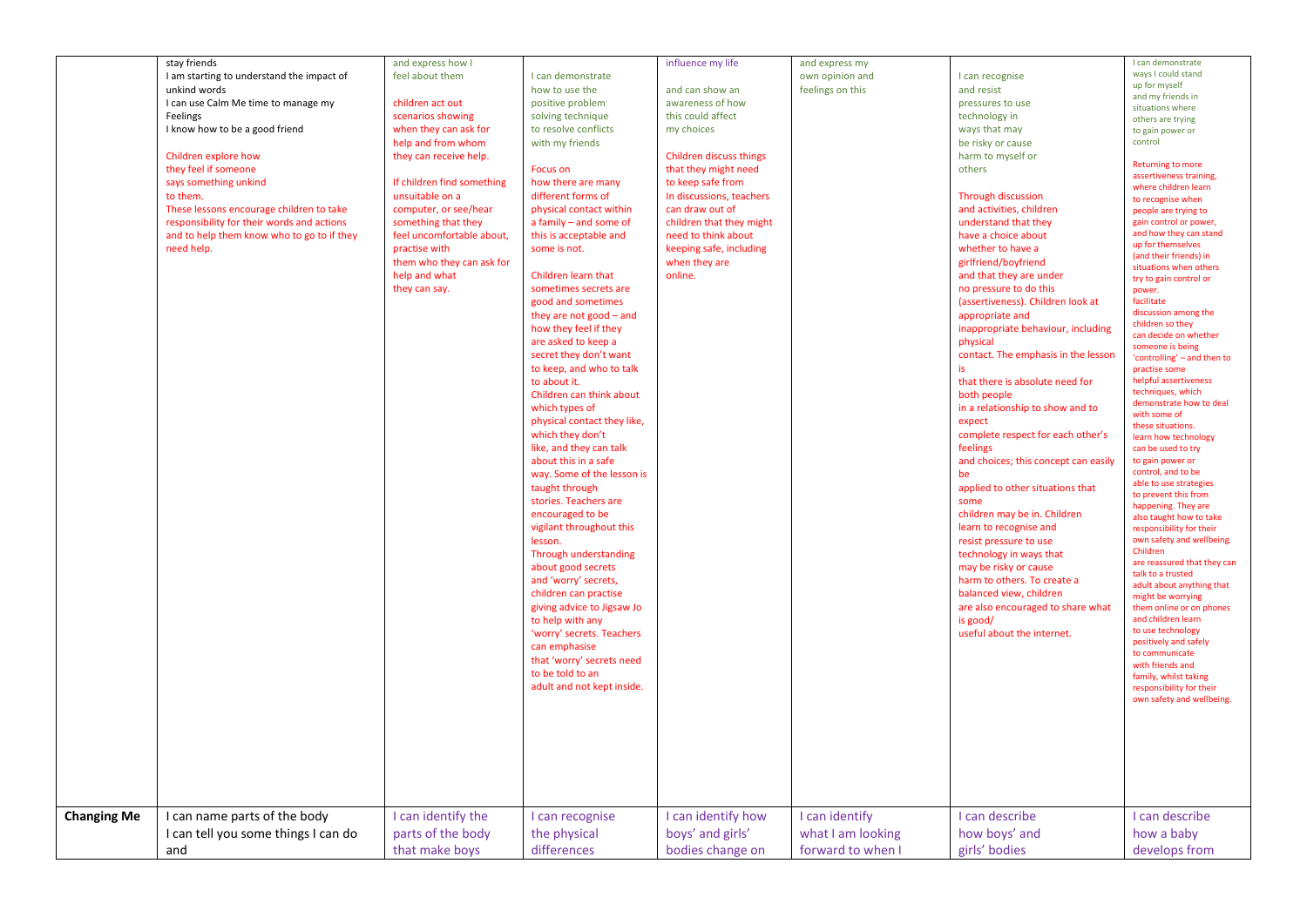| | | | | | | | |
|---|---|---|---|---|---|---|---|
| | stay friends<br>I am starting to understand the impact of unkind words<br>I can use Calm Me time to manage my Feelings<br>I know how to be a good friend<br><br>Children explore how they feel if someone says something unkind to them.<br>These lessons encourage children to take responsibility for their words and actions and to help them know who to go to if they need help. | and express how I feel about them<br><br>children act out scenarios showing when they can ask for help and from whom they can receive help.<br><br>If children find something unsuitable on a computer, or see/hear something that they feel uncomfortable about, practise with them who they can ask for help and what they can say. | I can demonstrate how to use the positive problem solving technique to resolve conflicts with my friends<br><br>Focus on how there are many different forms of physical contact within a family – and some of this is acceptable and some is not.<br><br>Children learn that sometimes secrets are good and sometimes they are not good – and how they feel if they are asked to keep a secret they don't want to keep, and who to talk to about it.<br>Children can think about which types of physical contact they like, which they don't like, and they can talk about this in a safe way. Some of the lesson is taught through stories. Teachers are encouraged to be vigilant throughout this lesson.<br>Through understanding about good secrets and 'worry' secrets, children can practise giving advice to Jigsaw Jo to help with any 'worry' secrets. Teachers can emphasise that 'worry' secrets need to be told to an adult and not kept inside. | influence my life<br><br>and can show an awareness of how this could affect my choices<br><br>Children discuss things that they might need to keep safe from<br>In discussions, teachers can draw out of children that they might need to think about keeping safe, including when they are online. | and express my own opinion and feelings on this | I can recognise and resist pressures to use technology in ways that may be risky or cause harm to myself or others<br><br>Through discussion and activities, children understand that they have a choice about whether to have a girlfriend/boyfriend and that they are under no pressure to do this (assertiveness). Children look at appropriate and inappropriate behaviour, including physical contact. The emphasis in the lesson is that there is absolute need for both people in a relationship to show and to expect complete respect for each other's feelings and choices; this concept can easily be applied to other situations that some children may be in. Children learn to recognise and resist pressure to use technology in ways that may be risky or cause harm to others. To create a balanced view, children are also encouraged to share what is good/ useful about the internet. | I can demonstrate ways I could stand up for myself and my friends in situations where others are trying to gain power or control<br><br>Returning to more assertiveness training, where children learn to recognise when people are trying to gain control or power, and how they can stand up for themselves (and their friends) in situations when others try to gain control or power.<br>facilitate discussion among the children so they can decide on whether someone is being 'controlling' – and then to practise some helpful assertiveness techniques, which demonstrate how to deal with some of these situations.<br>learn how technology can be used to try to gain power or control, and to be able to use strategies to prevent this from happening. They are also taught how to take responsibility for their own safety and wellbeing. Children are reassured that they can talk to a trusted adult about anything that might be worrying them online or on phones and children learn to use technology positively and safely to communicate with friends and family, whilst taking responsibility for their own safety and wellbeing. |
| **Changing Me** | I can name parts of the body<br>I can tell you some things I can do and | I can identify the parts of the body that make boys | I can recognise the physical differences | I can identify how boys' and girls' bodies change on | I can identify what I am looking forward to when I | I can describe how boys' and girls' bodies | I can describe how a baby develops from |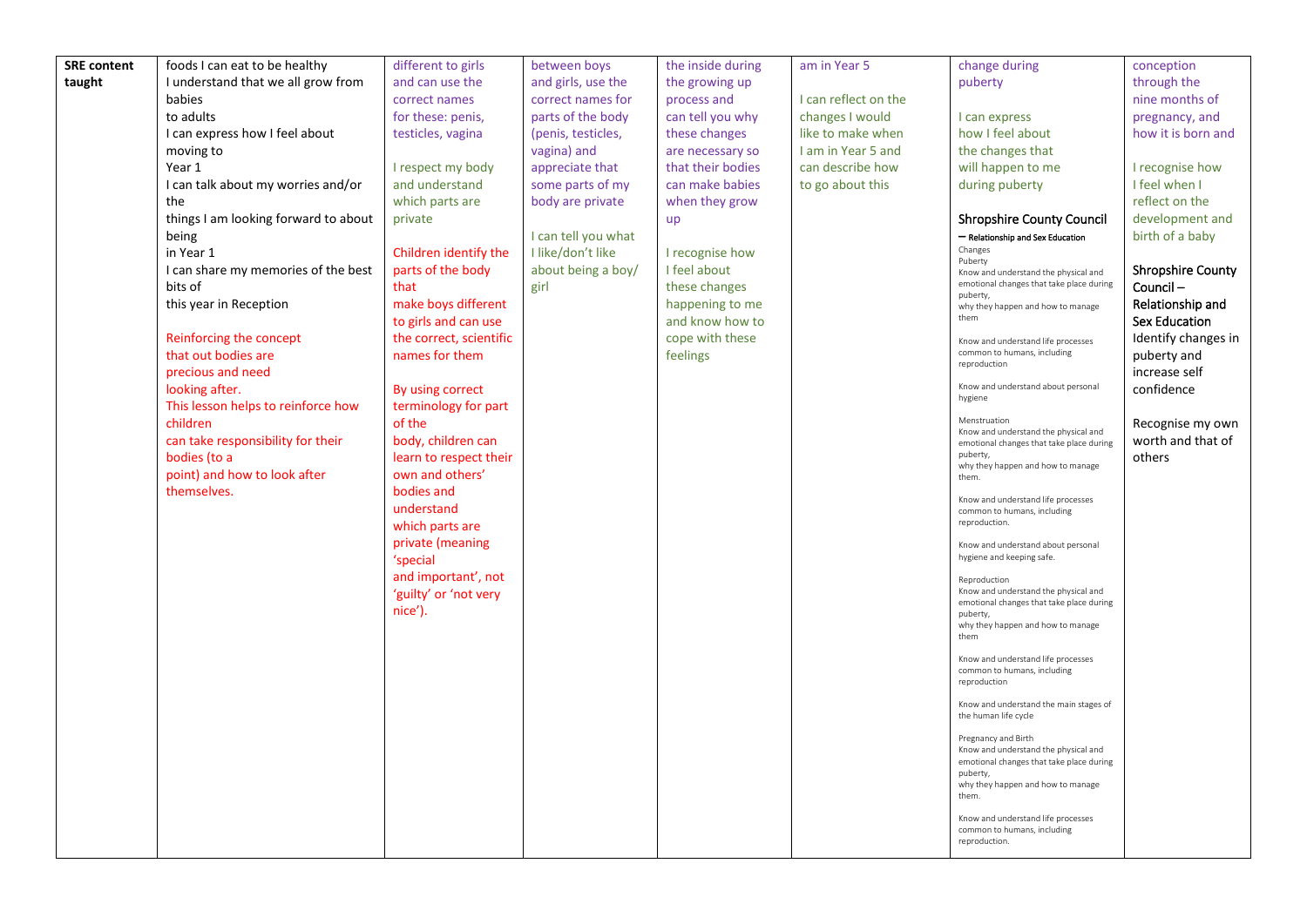| SRE content taught | foods I can eat to be healthy<br>I understand that we all grow from babies<br>to adults<br>I can express how I feel about moving to<br>Year 1<br>I can talk about my worries and/or the<br>things I am looking forward to about being<br>in Year 1<br>I can share my memories of the best bits of<br>this year in Reception<br><br>Reinforcing the concept that out bodies are precious and need looking after.<br>This lesson helps to reinforce how children can take responsibility for their bodies (to a point) and how to look after themselves. | different to girls and can use the correct names for these: penis, testicles, vagina<br><br>I respect my body and understand which parts are private<br><br>Children identify the parts of the body that make boys different to girls and can use the correct, scientific names for them<br><br>By using correct terminology for part of the body, children can learn to respect their own and others' bodies and understand which parts are private (meaning 'special and important', not 'guilty' or 'not very nice'). | between boys and girls, use the correct names for parts of the body (penis, testicles, vagina) and appreciate that some parts of my body are private<br><br>I can tell you what I like/don't like about being a boy/ girl | the inside during the growing up process and can tell you why these changes are necessary so that their bodies can make babies when they grow up<br><br>I recognise how I feel about these changes happening to me and know how to cope with these feelings | am in Year 5<br><br>I can reflect on the changes I would like to make when I am in Year 5 and can describe how to go about this | change during puberty<br><br>I can express how I feel about the changes that will happen to me during puberty<br><br>Shropshire County Council – Relationship and Sex Education<br>Changes<br>Puberty<br>Know and understand the physical and emotional changes that take place during puberty,<br>why they happen and how to manage them<br><br>Know and understand life processes common to humans, including reproduction<br><br>Know and understand about personal hygiene<br><br>Menstruation<br>Know and understand the physical and emotional changes that take place during puberty,<br>why they happen and how to manage them.<br><br>Know and understand life processes common to humans, including reproduction.<br><br>Know and understand about personal hygiene and keeping safe.<br><br>Reproduction<br>Know and understand the physical and emotional changes that take place during puberty,<br>why they happen and how to manage them<br><br>Know and understand life processes common to humans, including reproduction<br><br>Know and understand the main stages of the human life cycle<br><br>Pregnancy and Birth<br>Know and understand the physical and emotional changes that take place during puberty,<br>why they happen and how to manage them.<br><br>Know and understand life processes common to humans, including reproduction. | conception through the nine months of pregnancy, and how it is born and<br><br>I recognise how I feel when I reflect on the development and birth of a baby<br><br>Shropshire County Council – Relationship and Sex Education<br>Identify changes in puberty and increase self confidence<br><br>Recognise my own worth and that of others |
|---|---|---|---|---|---|---|---|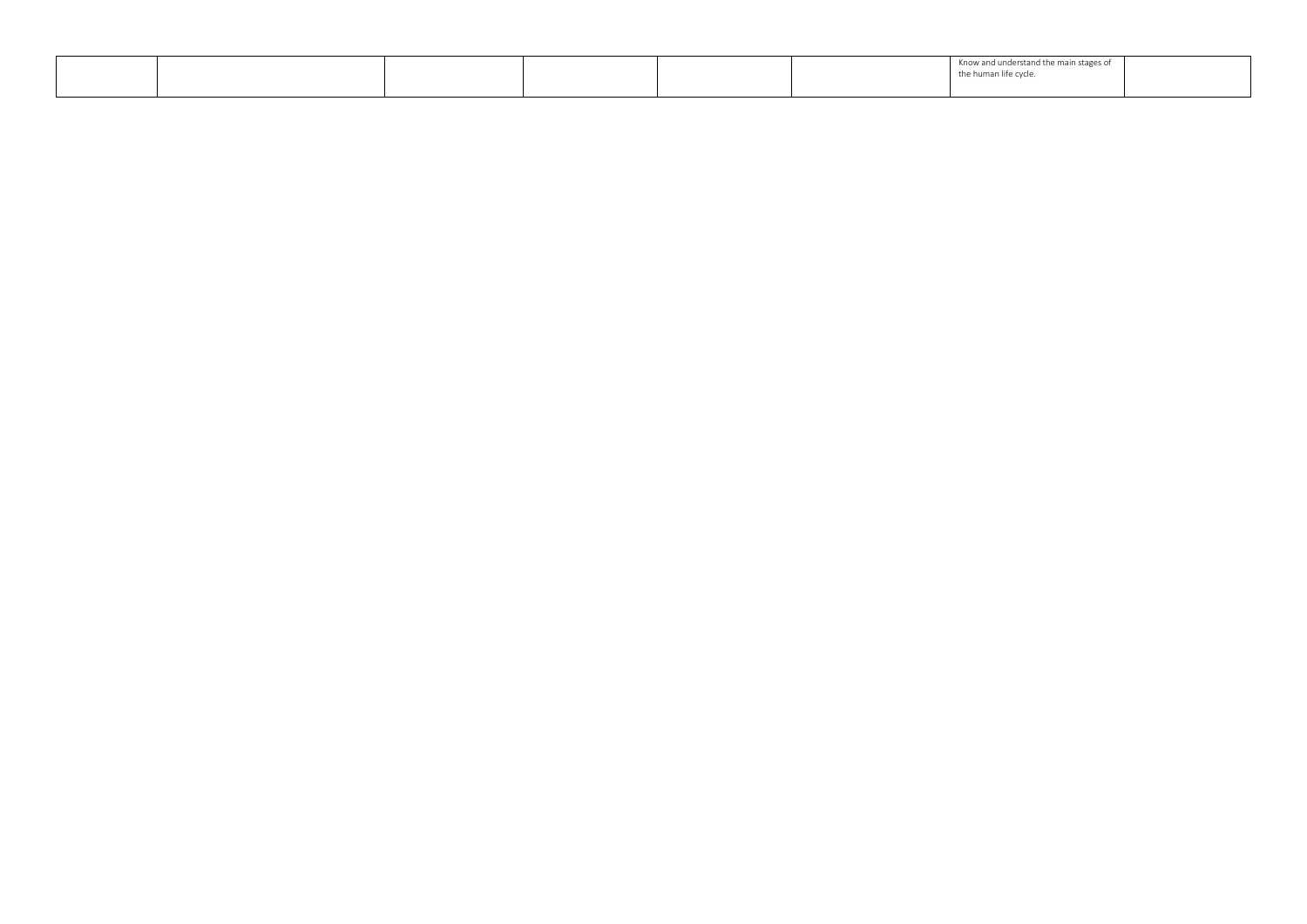| | | | | | | | |
|---|---|---|---|---|---|---|---|
| | | | | | | Know and understand the main stages of the human life cycle. | |